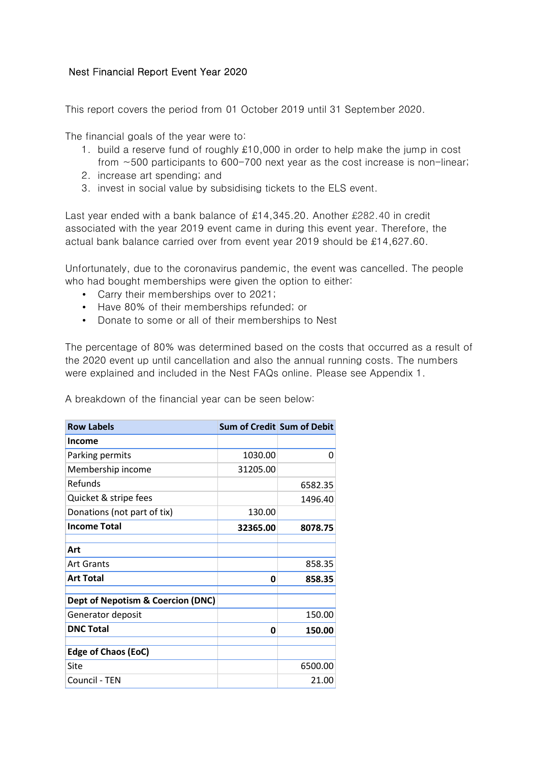## Nest Financial Report Event Year 2020

This report covers the period from 01 October 2019 until 31 September 2020.

The financial goals of the year were to:

1. build a reserve fund of roughly £10,000 in order to help make the jump in cost from ~500 participants to 600-700 next year as the cost increase is non-linear;
2. increase art spending; and
3. invest in social value by subsidising tickets to the ELS event.

Last year ended with a bank balance of £14,345.20. Another £282.40 in credit associated with the year 2019 event came in during this event year. Therefore, the actual bank balance carried over from event year 2019 should be £14,627.60.

Unfortunately, due to the coronavirus pandemic, the event was cancelled. The people who had bought memberships were given the option to either:

- Carry their memberships over to 2021;
- Have 80% of their memberships refunded; or
- Donate to some or all of their memberships to Nest

The percentage of 80% was determined based on the costs that occurred as a result of the 2020 event up until cancellation and also the annual running costs. The numbers were explained and included in the Nest FAQs online. Please see Appendix 1.

A breakdown of the financial year can be seen below:

| Row Labels | Sum of Credit | Sum of Debit |
|---|---|---|
| **Income** | | |
| Parking permits | 1030.00 | 0 |
| Membership income | 31205.00 | |
| Refunds | | 6582.35 |
| Quicket & stripe fees | | 1496.40 |
| Donations (not part of tix) | 130.00 | |
| **Income Total** | **32365.00** | **8078.75** |
| | | |
| **Art** | | |
| Art Grants | | 858.35 |
| **Art Total** | **0** | **858.35** |
| | | |
| **Dept of Nepotism & Coercion (DNC)** | | |
| Generator deposit | | 150.00 |
| **DNC Total** | **0** | **150.00** |
| | | |
| **Edge of Chaos (EoC)** | | |
| Site | | 6500.00 |
| Council - TEN | | 21.00 |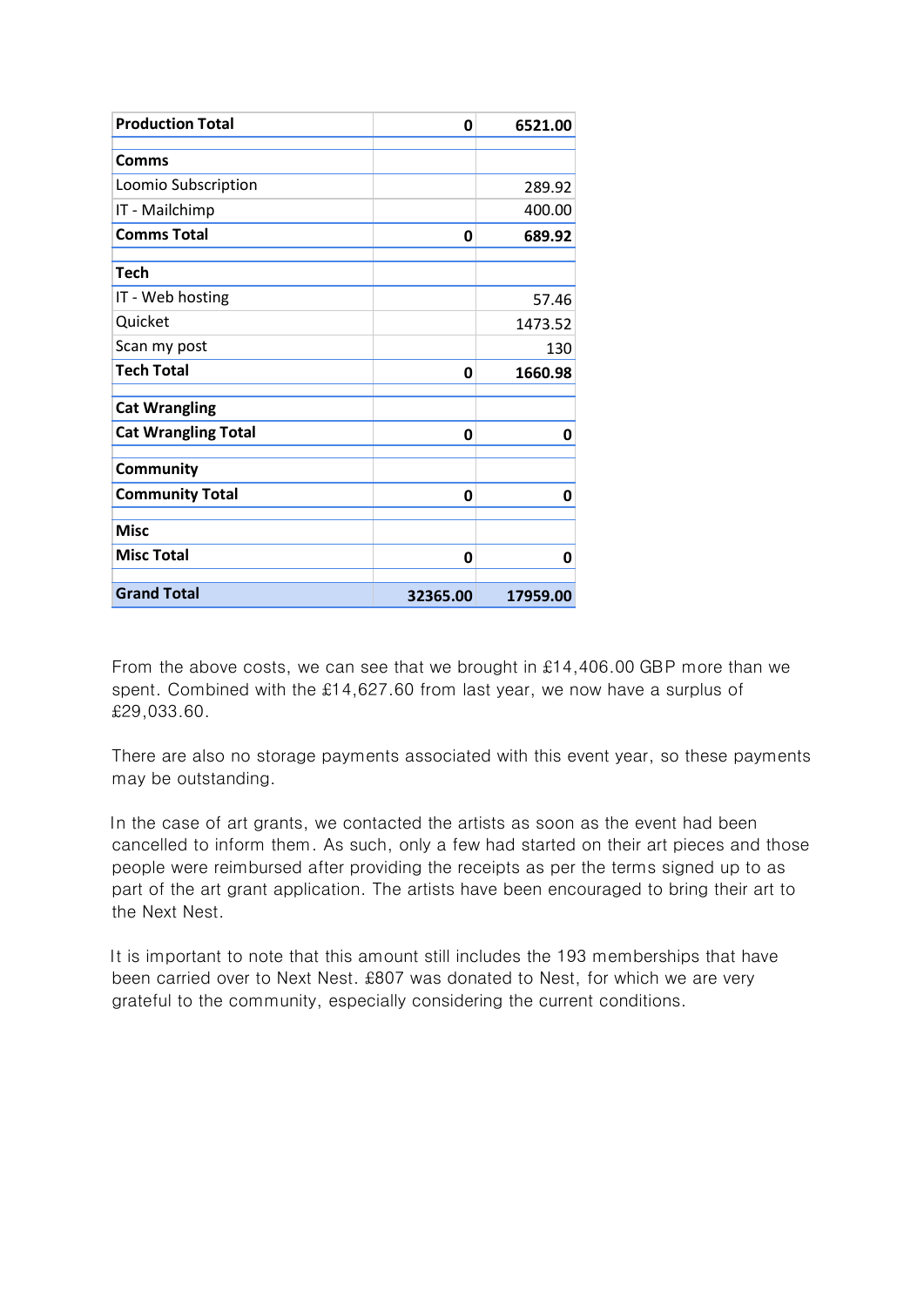| Production Total | 0 | 6521.00 |
|---|---|---|
| | | |
| **Comms** | | |
| Loomio Subscription | | 289.92 |
| IT - Mailchimp | | 400.00 |
| **Comms Total** | **0** | **689.92** |
| | | |
| **Tech** | | |
| IT - Web hosting | | 57.46 |
| Quicket | | 1473.52 |
| Scan my post | | 130 |
| **Tech Total** | **0** | **1660.98** |
| | | |
| **Cat Wrangling** | | |
| **Cat Wrangling Total** | **0** | **0** |
| | | |
| **Community** | | |
| **Community Total** | **0** | **0** |
| | | |
| **Misc** | | |
| **Misc Total** | **0** | **0** |
| | | |
| **Grand Total** | **32365.00** | **17959.00** |

From the above costs, we can see that we brought in £14,406.00 GBP more than we spent. Combined with the £14,627.60 from last year, we now have a surplus of £29,033.60.

There are also no storage payments associated with this event year, so these payments may be outstanding.

In the case of art grants, we contacted the artists as soon as the event had been cancelled to inform them. As such, only a few had started on their art pieces and those people were reimbursed after providing the receipts as per the terms signed up to as part of the art grant application. The artists have been encouraged to bring their art to the Next Nest.

It is important to note that this amount still includes the 193 memberships that have been carried over to Next Nest. £807 was donated to Nest, for which we are very grateful to the community, especially considering the current conditions.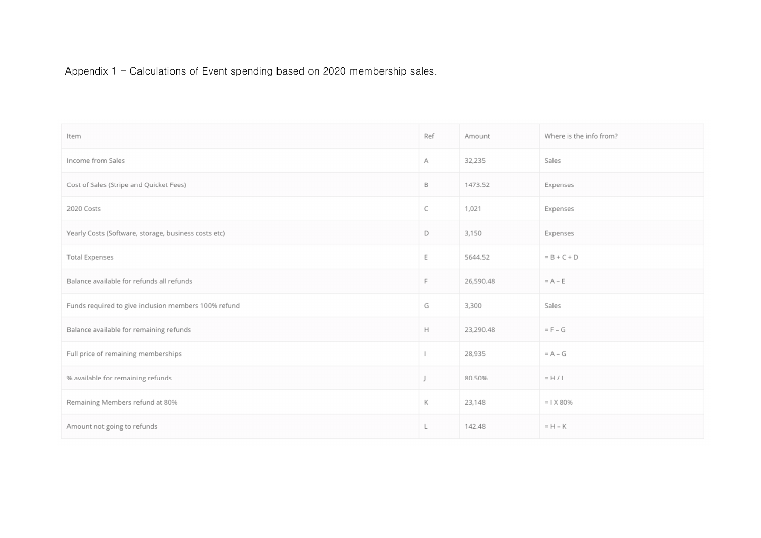Appendix 1 – Calculations of Event spending based on 2020 membership sales.

| Item | Ref | Amount | Where is the info from? |
|---|---|---|---|
| Income from Sales | A | 32,235 | Sales |
| Cost of Sales (Stripe and Quicket Fees) | B | 1473.52 | Expenses |
| 2020 Costs | C | 1,021 | Expenses |
| Yearly Costs (Software, storage, business costs etc) | D | 3,150 | Expenses |
| Total Expenses | E | 5644.52 | = B + C + D |
| Balance available for refunds all refunds | F | 26,590.48 | = A – E |
| Funds required to give inclusion members 100% refund | G | 3,300 | Sales |
| Balance available for remaining refunds | H | 23,290.48 | = F – G |
| Full price of remaining memberships | I | 28,935 | = A – G |
| % available for remaining refunds | J | 80.50% | = H / I |
| Remaining Members refund at 80% | K | 23,148 | = I X 80% |
| Amount not going to refunds | L | 142.48 | = H – K |